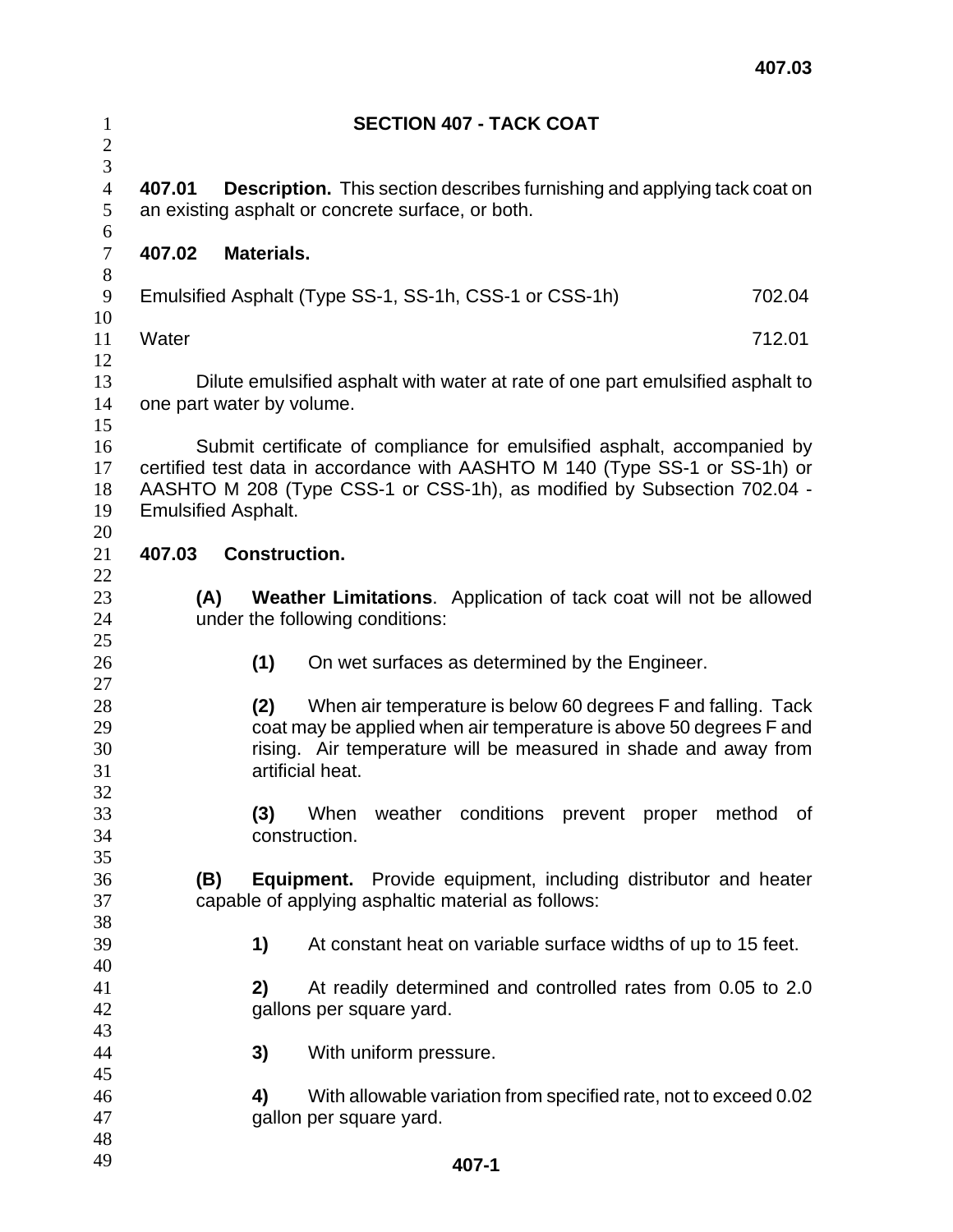# SECTION 407 - TACK COAT

**407.01 Description.** This section describes furnishing and applying tack coat on an existing asphalt or concrete surface, or both.

**407.02 Materials.**

| | |
|---|---|
| Emulsified Asphalt (Type SS-1, SS-1h, CSS-1 or CSS-1h) | 702.04 |
| Water | 712.01 |

Dilute emulsified asphalt with water at rate of one part emulsified asphalt to one part water by volume.

Submit certificate of compliance for emulsified asphalt, accompanied by certified test data in accordance with AASHTO M 140 (Type SS-1 or SS-1h) or AASHTO M 208 (Type CSS-1 or CSS-1h), as modified by Subsection 702.04 - Emulsified Asphalt.

**407.03 Construction.**

**(A) Weather Limitations**. Application of tack coat will not be allowed under the following conditions:

**(1)** On wet surfaces as determined by the Engineer.

**(2)** When air temperature is below 60 degrees F and falling. Tack coat may be applied when air temperature is above 50 degrees F and rising. Air temperature will be measured in shade and away from artificial heat.

**(3)** When weather conditions prevent proper method of construction.

**(B) Equipment.** Provide equipment, including distributor and heater capable of applying asphaltic material as follows:

**1)** At constant heat on variable surface widths of up to 15 feet.

**2)** At readily determined and controlled rates from 0.05 to 2.0 gallons per square yard.

**3)** With uniform pressure.

**4)** With allowable variation from specified rate, not to exceed 0.02 gallon per square yard.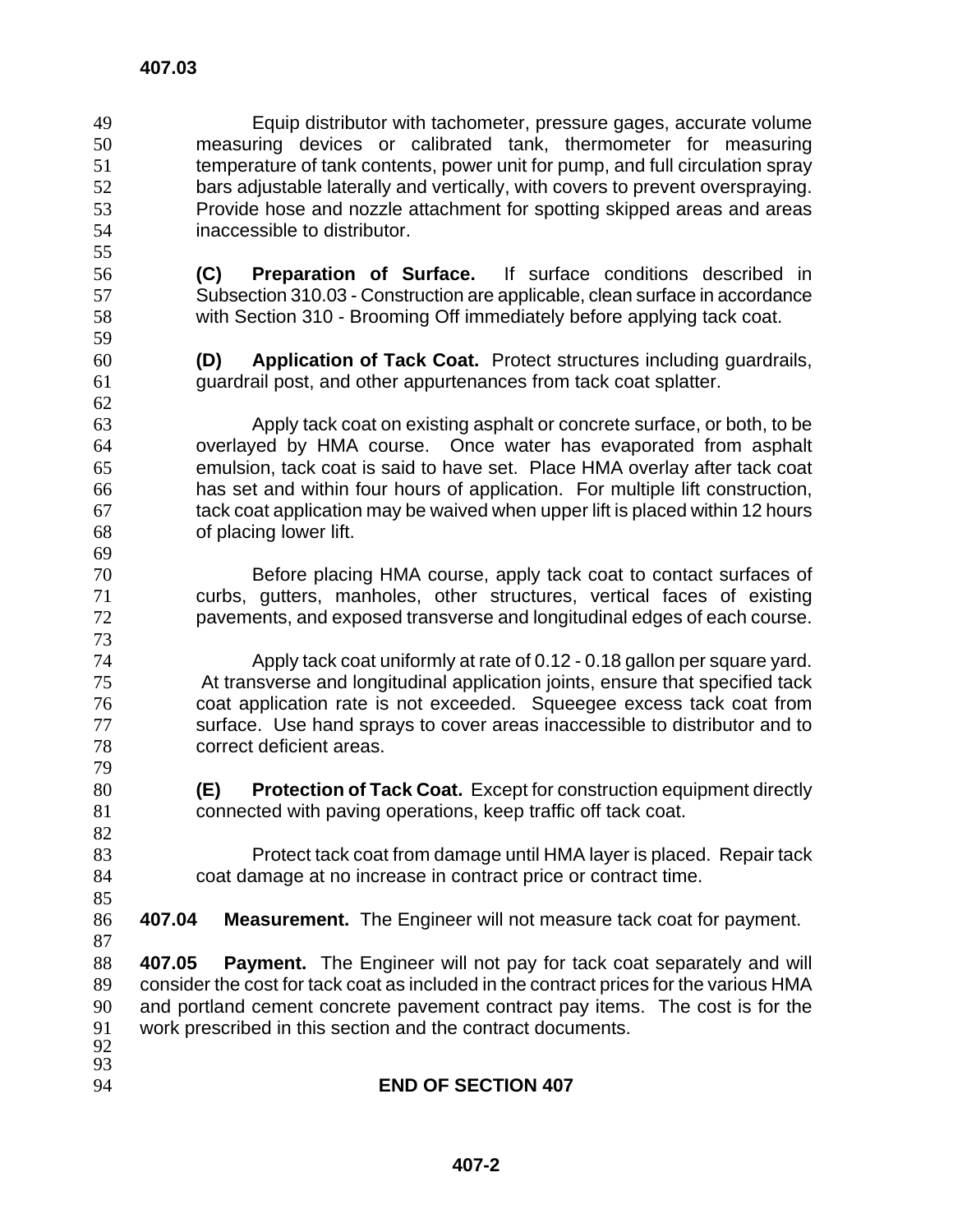Equip distributor with tachometer, pressure gages, accurate volume measuring devices or calibrated tank, thermometer for measuring temperature of tank contents, power unit for pump, and full circulation spray bars adjustable laterally and vertically, with covers to prevent overspraying. Provide hose and nozzle attachment for spotting skipped areas and areas inaccessible to distributor.

**(C) Preparation of Surface.** If surface conditions described in Subsection 310.03 - Construction are applicable, clean surface in accordance with Section 310 - Brooming Off immediately before applying tack coat.

**(D) Application of Tack Coat.** Protect structures including guardrails, guardrail post, and other appurtenances from tack coat splatter.

Apply tack coat on existing asphalt or concrete surface, or both, to be overlayed by HMA course. Once water has evaporated from asphalt emulsion, tack coat is said to have set. Place HMA overlay after tack coat has set and within four hours of application. For multiple lift construction, tack coat application may be waived when upper lift is placed within 12 hours of placing lower lift.

Before placing HMA course, apply tack coat to contact surfaces of curbs, gutters, manholes, other structures, vertical faces of existing pavements, and exposed transverse and longitudinal edges of each course.

Apply tack coat uniformly at rate of 0.12 - 0.18 gallon per square yard. At transverse and longitudinal application joints, ensure that specified tack coat application rate is not exceeded. Squeegee excess tack coat from surface. Use hand sprays to cover areas inaccessible to distributor and to correct deficient areas.

**(E) Protection of Tack Coat.** Except for construction equipment directly connected with paving operations, keep traffic off tack coat.

Protect tack coat from damage until HMA layer is placed. Repair tack coat damage at no increase in contract price or contract time.

**407.04 Measurement.** The Engineer will not measure tack coat for payment.

**407.05 Payment.** The Engineer will not pay for tack coat separately and will consider the cost for tack coat as included in the contract prices for the various HMA and portland cement concrete pavement contract pay items. The cost is for the work prescribed in this section and the contract documents.

**END OF SECTION 407**